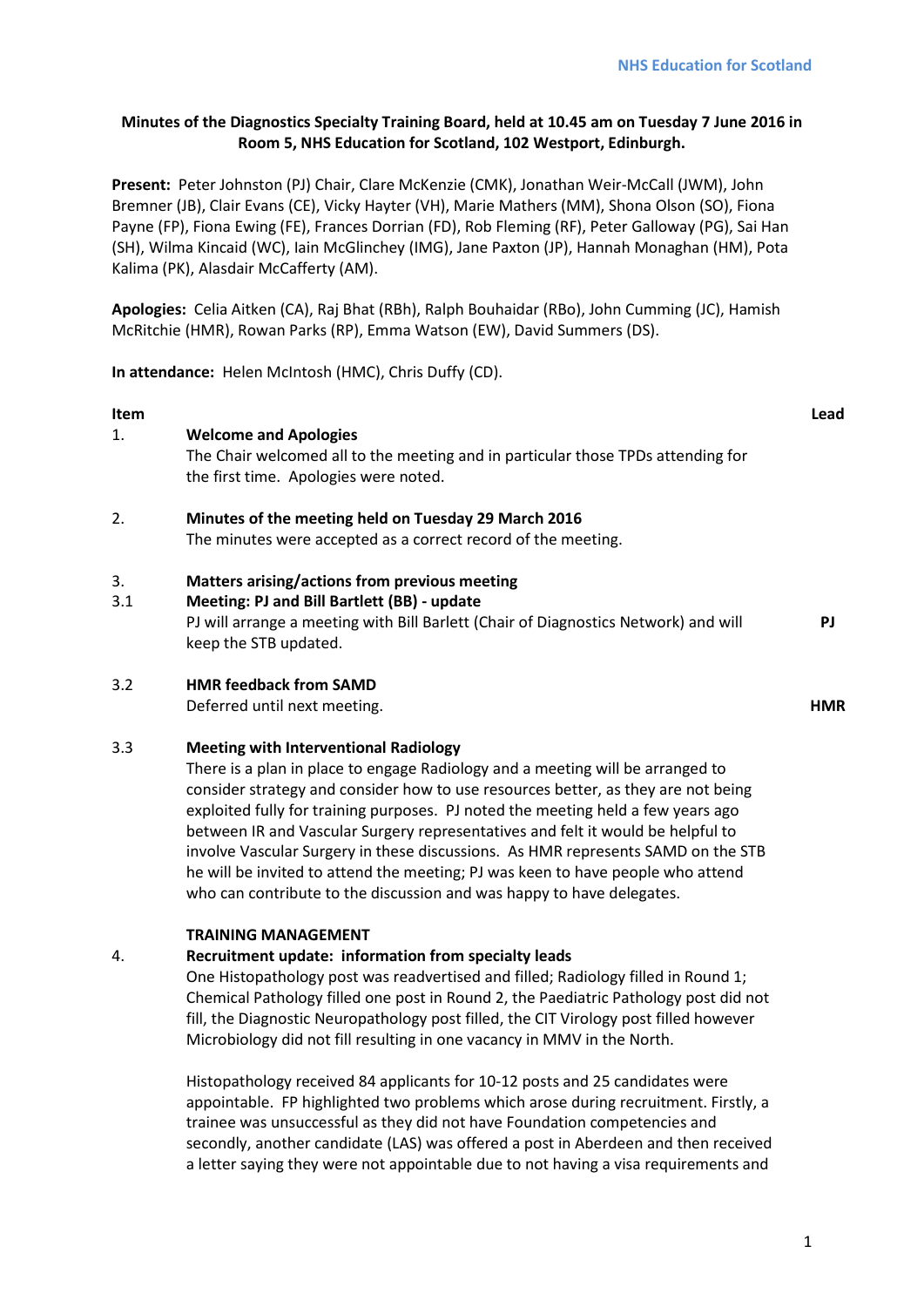**Minutes of the Diagnostics Specialty Training Board, held at 10.45 am on Tuesday 7 June 2016 in Room 5, NHS Education for Scotland, 102 Westport, Edinburgh.**

**Present:** Peter Johnston (PJ) Chair, Clare McKenzie (CMK), Jonathan Weir-McCall (JWM), John Bremner (JB), Clair Evans (CE), Vicky Hayter (VH), Marie Mathers (MM), Shona Olson (SO), Fiona Payne (FP), Fiona Ewing (FE), Frances Dorrian (FD), Rob Fleming (RF), Peter Galloway (PG), Sai Han (SH), Wilma Kincaid (WC), Iain McGlinchey (IMG), Jane Paxton (JP), Hannah Monaghan (HM), Pota Kalima (PK), Alasdair McCafferty (AM).

**Apologies:** Celia Aitken (CA), Raj Bhat (RBh), Ralph Bouhaidar (RBo), John Cumming (JC), Hamish McRitchie (HMR), Rowan Parks (RP), Emma Watson (EW), David Summers (DS).

**In attendance:** Helen McIntosh (HMC), Chris Duffy (CD).

| Item | | Lead |
|---|---|---|
| 1. | **Welcome and Apologies**<br>The Chair welcomed all to the meeting and in particular those TPDs attending for the first time. Apologies were noted. | |
| 2. | **Minutes of the meeting held on Tuesday 29 March 2016**<br>The minutes were accepted as a correct record of the meeting. | |
| 3. | **Matters arising/actions from previous meeting** | |
| 3.1 | **Meeting: PJ and Bill Bartlett (BB) - update**<br>PJ will arrange a meeting with Bill Barlett (Chair of Diagnostics Network) and will keep the STB updated. | **PJ** |
| 3.2 | **HMR feedback from SAMD**<br>Deferred until next meeting. | **HMR** |
| 3.3 | **Meeting with Interventional Radiology**<br>There is a plan in place to engage Radiology and a meeting will be arranged to consider strategy and consider how to use resources better, as they are not being exploited fully for training purposes. PJ noted the meeting held a few years ago between IR and Vascular Surgery representatives and felt it would be helpful to involve Vascular Surgery in these discussions. As HMR represents SAMD on the STB he will be invited to attend the meeting; PJ was keen to have people who attend who can contribute to the discussion and was happy to have delegates. | |
| | **TRAINING MANAGEMENT** | |
| 4. | **Recruitment update: information from specialty leads**<br>One Histopathology post was readvertised and filled; Radiology filled in Round 1; Chemical Pathology filled one post in Round 2, the Paediatric Pathology post did not fill, the Diagnostic Neuropathology post filled, the CIT Virology post filled however Microbiology did not fill resulting in one vacancy in MMV in the North.<br><br>Histopathology received 84 applicants for 10-12 posts and 25 candidates were appointable. FP highlighted two problems which arose during recruitment. Firstly, a trainee was unsuccessful as they did not have Foundation competencies and secondly, another candidate (LAS) was offered a post in Aberdeen and then received a letter saying they were not appointable due to not having a visa requirements and | |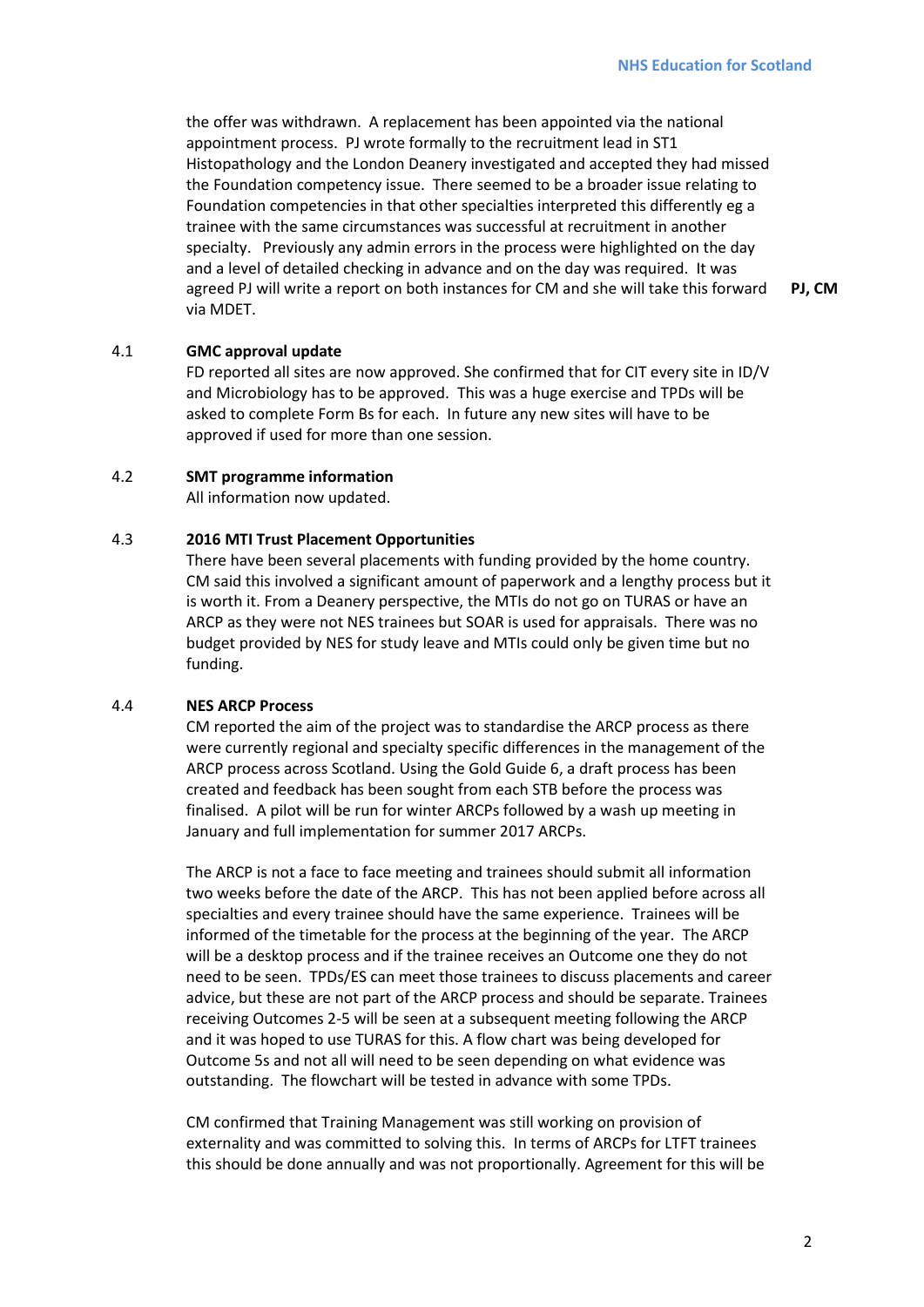the offer was withdrawn. A replacement has been appointed via the national appointment process. PJ wrote formally to the recruitment lead in ST1 Histopathology and the London Deanery investigated and accepted they had missed the Foundation competency issue. There seemed to be a broader issue relating to Foundation competencies in that other specialties interpreted this differently eg a trainee with the same circumstances was successful at recruitment in another specialty. Previously any admin errors in the process were highlighted on the day and a level of detailed checking in advance and on the day was required. It was agreed PJ will write a report on both instances for CM and she will take this forward via MDET. **PJ, CM**

## 4.1 GMC approval update

FD reported all sites are now approved. She confirmed that for CIT every site in ID/V and Microbiology has to be approved. This was a huge exercise and TPDs will be asked to complete Form Bs for each. In future any new sites will have to be approved if used for more than one session.

## 4.2 SMT programme information

All information now updated.

## 4.3 2016 MTI Trust Placement Opportunities

There have been several placements with funding provided by the home country. CM said this involved a significant amount of paperwork and a lengthy process but it is worth it. From a Deanery perspective, the MTIs do not go on TURAS or have an ARCP as they were not NES trainees but SOAR is used for appraisals. There was no budget provided by NES for study leave and MTIs could only be given time but no funding.

## 4.4 NES ARCP Process

CM reported the aim of the project was to standardise the ARCP process as there were currently regional and specialty specific differences in the management of the ARCP process across Scotland. Using the Gold Guide 6, a draft process has been created and feedback has been sought from each STB before the process was finalised. A pilot will be run for winter ARCPs followed by a wash up meeting in January and full implementation for summer 2017 ARCPs.

The ARCP is not a face to face meeting and trainees should submit all information two weeks before the date of the ARCP. This has not been applied before across all specialties and every trainee should have the same experience. Trainees will be informed of the timetable for the process at the beginning of the year. The ARCP will be a desktop process and if the trainee receives an Outcome one they do not need to be seen. TPDs/ES can meet those trainees to discuss placements and career advice, but these are not part of the ARCP process and should be separate. Trainees receiving Outcomes 2-5 will be seen at a subsequent meeting following the ARCP and it was hoped to use TURAS for this. A flow chart was being developed for Outcome 5s and not all will need to be seen depending on what evidence was outstanding. The flowchart will be tested in advance with some TPDs.

CM confirmed that Training Management was still working on provision of externality and was committed to solving this. In terms of ARCPs for LTFT trainees this should be done annually and was not proportionally. Agreement for this will be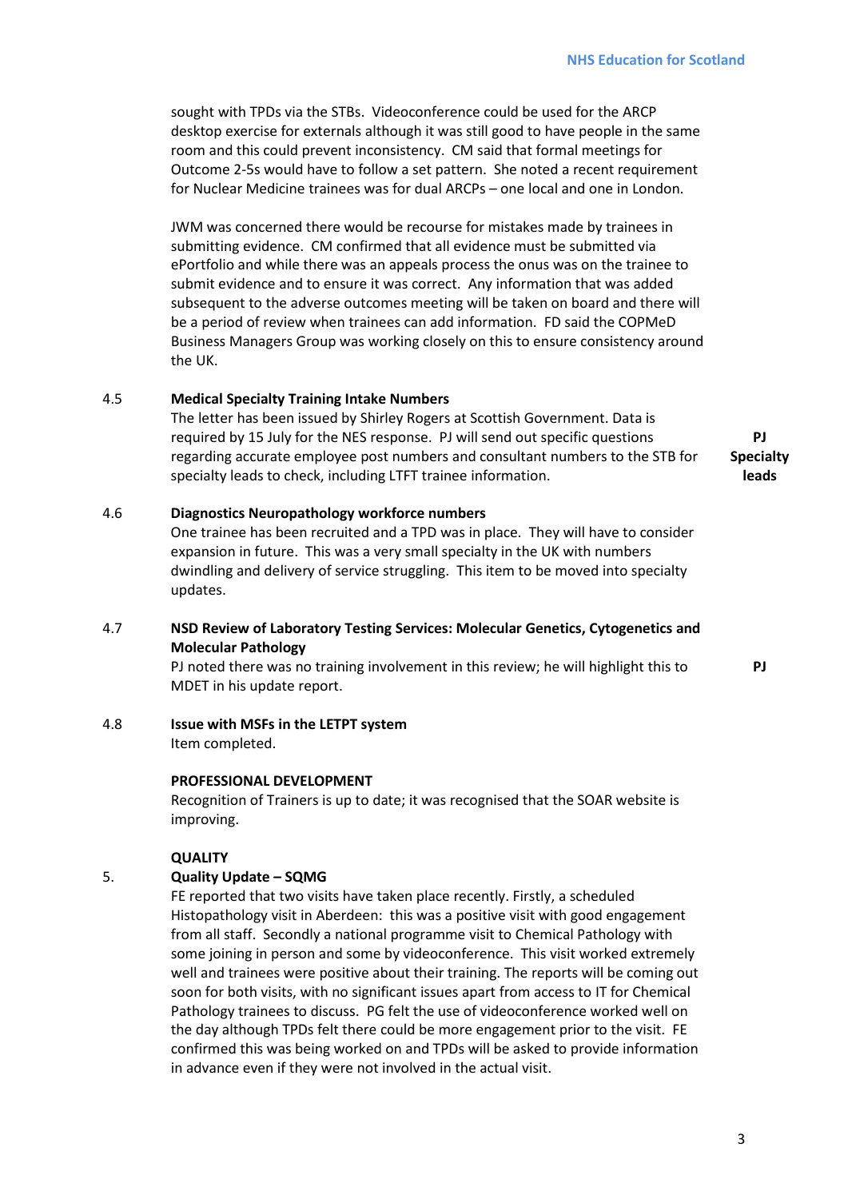sought with TPDs via the STBs. Videoconference could be used for the ARCP desktop exercise for externals although it was still good to have people in the same room and this could prevent inconsistency. CM said that formal meetings for Outcome 2-5s would have to follow a set pattern. She noted a recent requirement for Nuclear Medicine trainees was for dual ARCPs – one local and one in London.

JWM was concerned there would be recourse for mistakes made by trainees in submitting evidence. CM confirmed that all evidence must be submitted via ePortfolio and while there was an appeals process the onus was on the trainee to submit evidence and to ensure it was correct. Any information that was added subsequent to the adverse outcomes meeting will be taken on board and there will be a period of review when trainees can add information. FD said the COPMeD Business Managers Group was working closely on this to ensure consistency around the UK.

**4.5 Medical Specialty Training Intake Numbers**

The letter has been issued by Shirley Rogers at Scottish Government. Data is required by 15 July for the NES response. PJ will send out specific questions regarding accurate employee post numbers and consultant numbers to the STB for specialty leads to check, including LTFT trainee information. **PJ Specialty leads**

**4.6 Diagnostics Neuropathology workforce numbers**

One trainee has been recruited and a TPD was in place. They will have to consider expansion in future. This was a very small specialty in the UK with numbers dwindling and delivery of service struggling. This item to be moved into specialty updates.

**4.7 NSD Review of Laboratory Testing Services: Molecular Genetics, Cytogenetics and Molecular Pathology**

PJ noted there was no training involvement in this review; he will highlight this to MDET in his update report. **PJ**

**4.8 Issue with MSFs in the LETPT system**

Item completed.

**PROFESSIONAL DEVELOPMENT**

Recognition of Trainers is up to date; it was recognised that the SOAR website is improving.

**QUALITY**

**5. Quality Update – SQMG**

FE reported that two visits have taken place recently. Firstly, a scheduled Histopathology visit in Aberdeen: this was a positive visit with good engagement from all staff. Secondly a national programme visit to Chemical Pathology with some joining in person and some by videoconference. This visit worked extremely well and trainees were positive about their training. The reports will be coming out soon for both visits, with no significant issues apart from access to IT for Chemical Pathology trainees to discuss. PG felt the use of videoconference worked well on the day although TPDs felt there could be more engagement prior to the visit. FE confirmed this was being worked on and TPDs will be asked to provide information in advance even if they were not involved in the actual visit.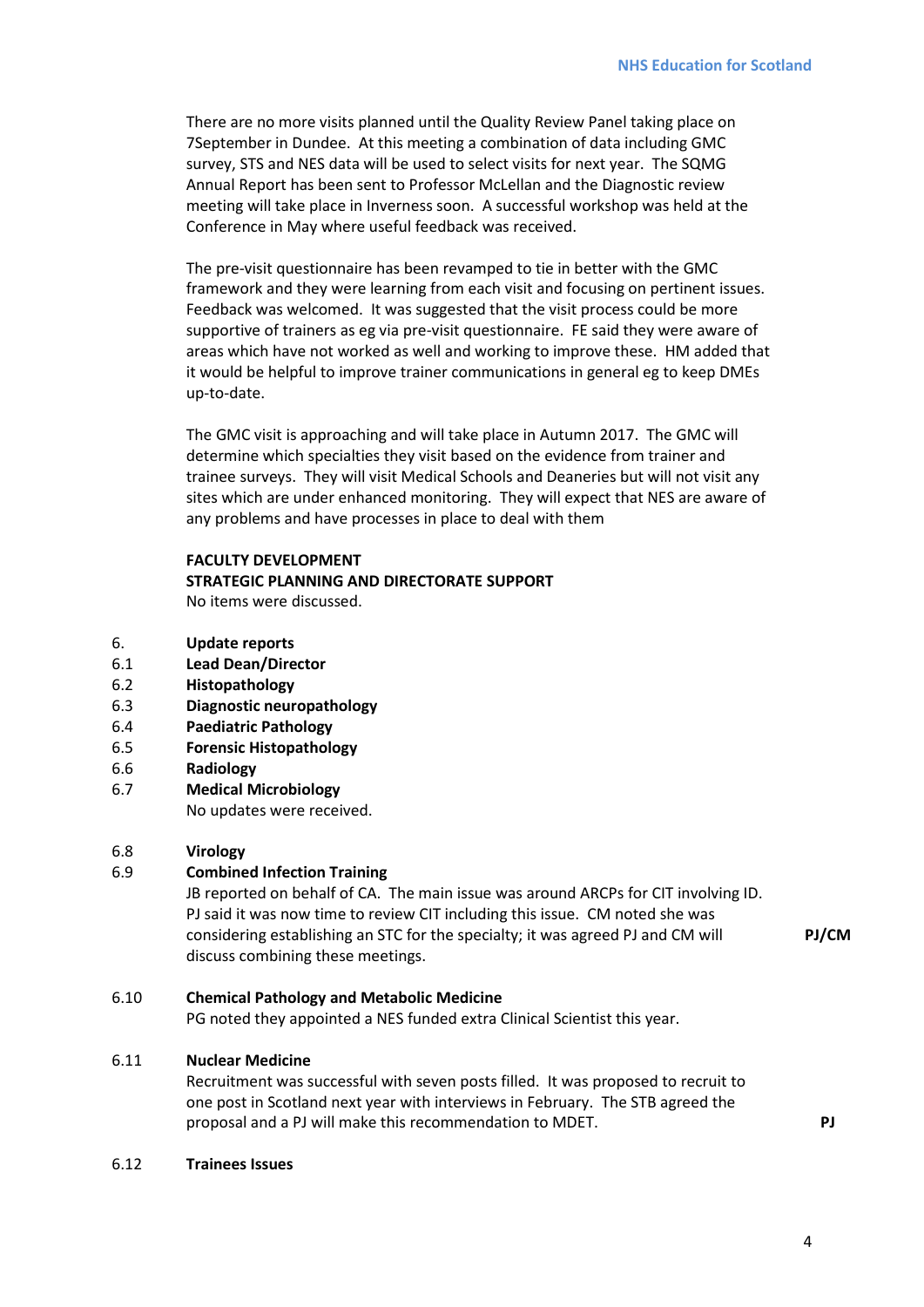There are no more visits planned until the Quality Review Panel taking place on 7September in Dundee. At this meeting a combination of data including GMC survey, STS and NES data will be used to select visits for next year. The SQMG Annual Report has been sent to Professor McLellan and the Diagnostic review meeting will take place in Inverness soon. A successful workshop was held at the Conference in May where useful feedback was received.

The pre-visit questionnaire has been revamped to tie in better with the GMC framework and they were learning from each visit and focusing on pertinent issues. Feedback was welcomed. It was suggested that the visit process could be more supportive of trainers as eg via pre-visit questionnaire. FE said they were aware of areas which have not worked as well and working to improve these. HM added that it would be helpful to improve trainer communications in general eg to keep DMEs up-to-date.

The GMC visit is approaching and will take place in Autumn 2017. The GMC will determine which specialties they visit based on the evidence from trainer and trainee surveys. They will visit Medical Schools and Deaneries but will not visit any sites which are under enhanced monitoring. They will expect that NES are aware of any problems and have processes in place to deal with them

**FACULTY DEVELOPMENT**

**STRATEGIC PLANNING AND DIRECTORATE SUPPORT**

No items were discussed.

6. **Update reports**

6.1 **Lead Dean/Director**

6.2 **Histopathology**

6.3 **Diagnostic neuropathology**

6.4 **Paediatric Pathology**

6.5 **Forensic Histopathology**

6.6 **Radiology**

6.7 **Medical Microbiology**

No updates were received.

6.8 **Virology**

6.9 **Combined Infection Training**

JB reported on behalf of CA. The main issue was around ARCPs for CIT involving ID. PJ said it was now time to review CIT including this issue. CM noted she was considering establishing an STC for the specialty; it was agreed PJ and CM will discuss combining these meetings. **PJ/CM**

6.10 **Chemical Pathology and Metabolic Medicine**

PG noted they appointed a NES funded extra Clinical Scientist this year.

6.11 **Nuclear Medicine**

Recruitment was successful with seven posts filled. It was proposed to recruit to one post in Scotland next year with interviews in February. The STB agreed the proposal and a PJ will make this recommendation to MDET. **PJ**

6.12 **Trainees Issues**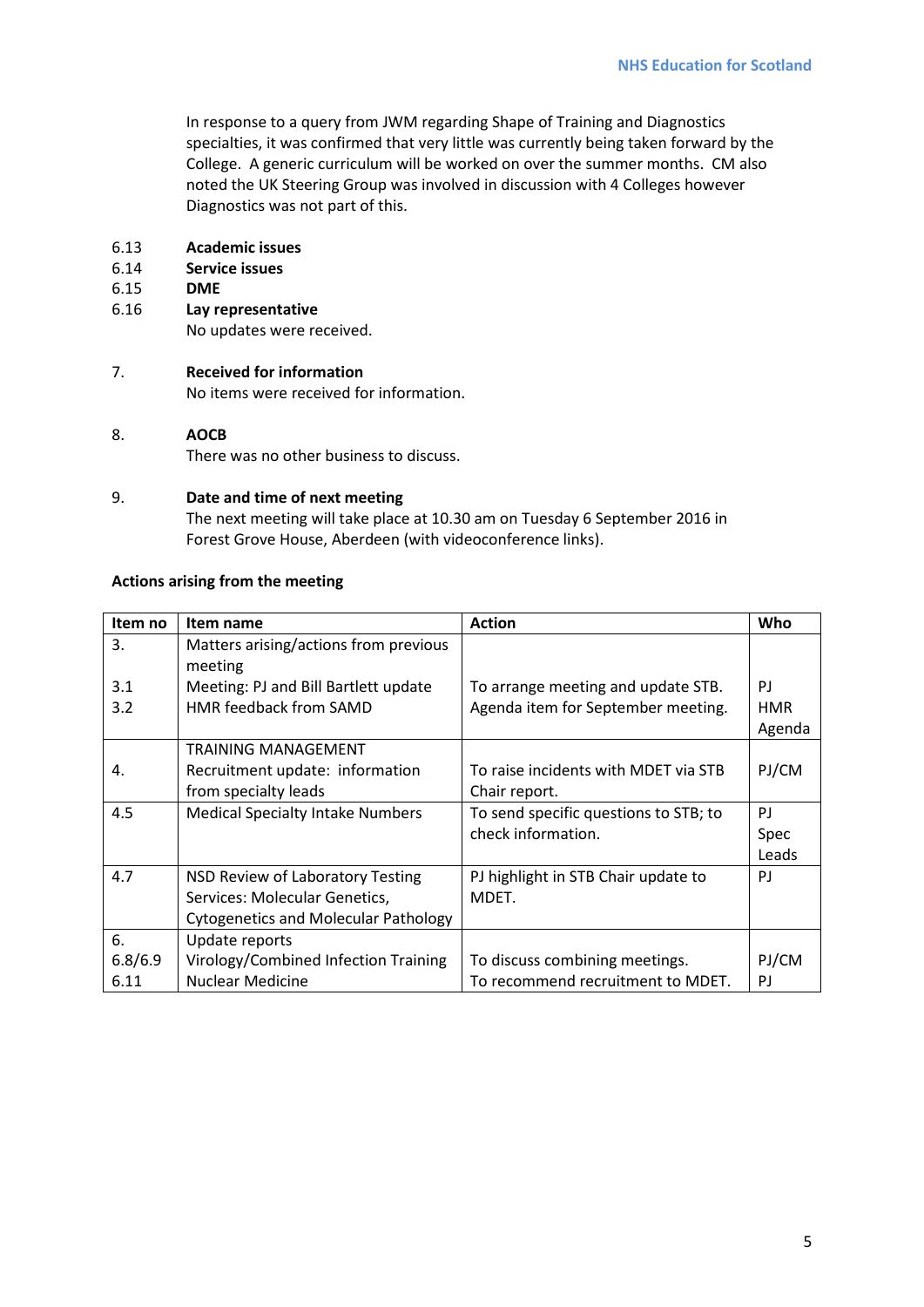In response to a query from JWM regarding Shape of Training and Diagnostics specialties, it was confirmed that very little was currently being taken forward by the College. A generic curriculum will be worked on over the summer months. CM also noted the UK Steering Group was involved in discussion with 4 Colleges however Diagnostics was not part of this.

6.13 **Academic issues**

6.14 **Service issues**

6.15 **DME**

6.16 **Lay representative**

No updates were received.

## 7. Received for information

No items were received for information.

## 8. AOCB

There was no other business to discuss.

## 9. Date and time of next meeting

The next meeting will take place at 10.30 am on Tuesday 6 September 2016 in Forest Grove House, Aberdeen (with videoconference links).

**Actions arising from the meeting**

| Item no | Item name | Action | Who |
|---|---|---|---|
| 3. | Matters arising/actions from previous meeting | | |
| 3.1 | Meeting: PJ and Bill Bartlett update | To arrange meeting and update STB. | PJ |
| 3.2 | HMR feedback from SAMD | Agenda item for September meeting. | HMR Agenda |
| | TRAINING MANAGEMENT | | |
| 4. | Recruitment update: information from specialty leads | To raise incidents with MDET via STB Chair report. | PJ/CM |
| 4.5 | Medical Specialty Intake Numbers | To send specific questions to STB; to check information. | PJ Spec Leads |
| 4.7 | NSD Review of Laboratory Testing Services: Molecular Genetics, Cytogenetics and Molecular Pathology | PJ highlight in STB Chair update to MDET. | PJ |
| 6. | Update reports | | |
| 6.8/6.9 | Virology/Combined Infection Training | To discuss combining meetings. | PJ/CM |
| 6.11 | Nuclear Medicine | To recommend recruitment to MDET. | PJ |